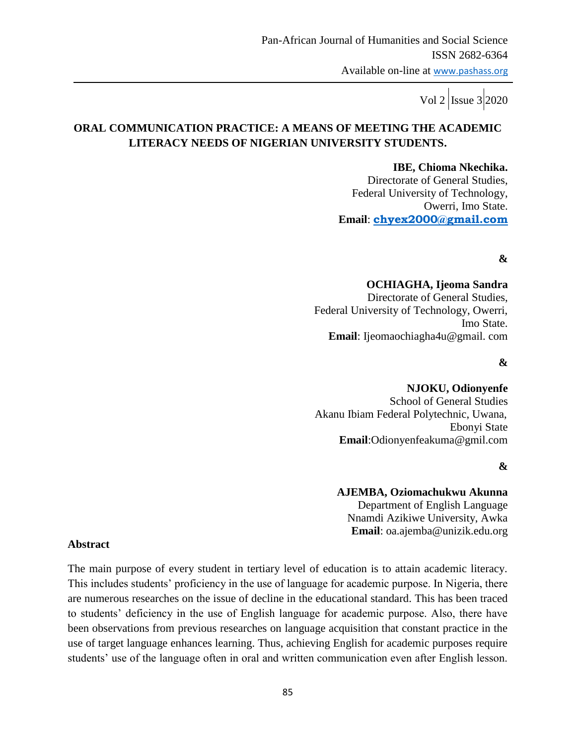# ORAL COMMUNICATION PRACTICE: A MEANS OF MEETING THE ACADEMIC LITERACY NEEDS OF NIGERIAN UNIVERSITY STUDENTS.

**IBE, Chioma Nkechika.**
Directorate of General Studies,
Federal University of Technology,
Owerri, Imo State.
**Email**: **chyex2000@gmail.com**

**&**

**OCHIAGHA, Ijeoma Sandra**
Directorate of General Studies,
Federal University of Technology, Owerri,
Imo State.
**Email**: Ijeomaochiagha4u@gmail. com

**&**

**NJOKU, Odionyenfe**
School of General Studies
Akanu Ibiam Federal Polytechnic, Uwana,
Ebonyi State
**Email**:Odionyenfeakuma@gmil.com

**&**

**AJEMBA, Oziomachukwu Akunna**
Department of English Language
Nnamdi Azikiwe University, Awka
**Email**: oa.ajemba@unizik.edu.org

## Abstract

The main purpose of every student in tertiary level of education is to attain academic literacy. This includes students' proficiency in the use of language for academic purpose. In Nigeria, there are numerous researches on the issue of decline in the educational standard. This has been traced to students' deficiency in the use of English language for academic purpose. Also, there have been observations from previous researches on language acquisition that constant practice in the use of target language enhances learning. Thus, achieving English for academic purposes require students' use of the language often in oral and written communication even after English lesson.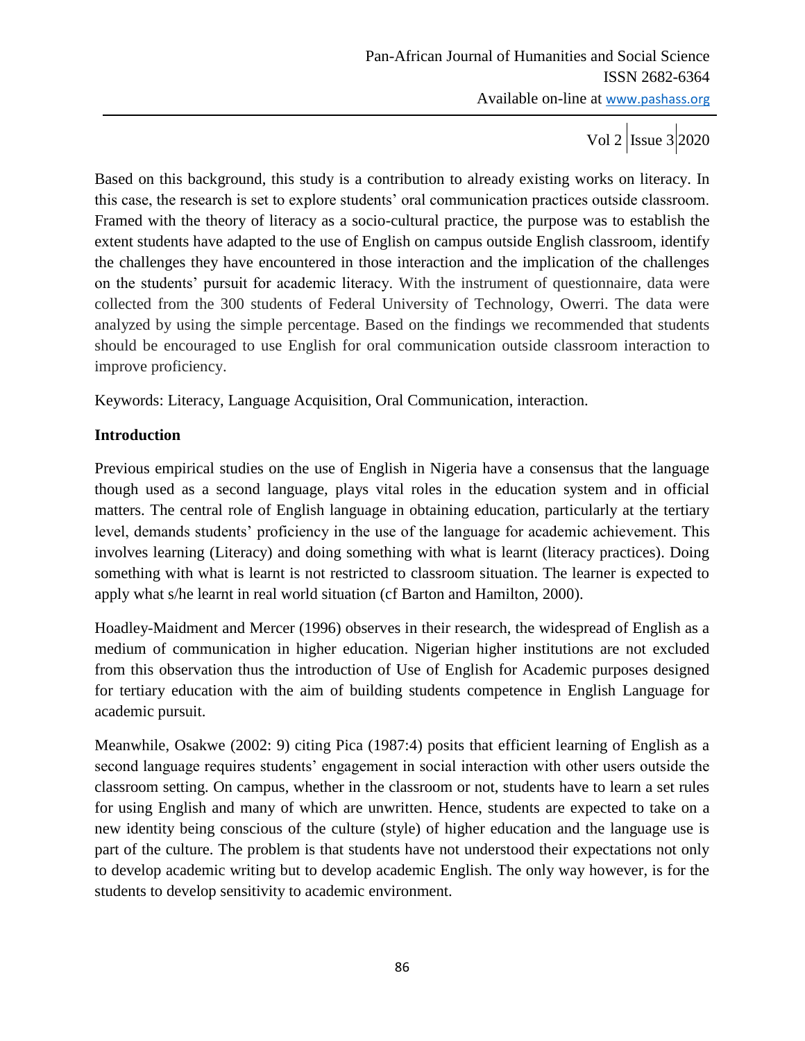Based on this background, this study is a contribution to already existing works on literacy. In this case, the research is set to explore students' oral communication practices outside classroom. Framed with the theory of literacy as a socio-cultural practice, the purpose was to establish the extent students have adapted to the use of English on campus outside English classroom, identify the challenges they have encountered in those interaction and the implication of the challenges on the students' pursuit for academic literacy. With the instrument of questionnaire, data were collected from the 300 students of Federal University of Technology, Owerri. The data were analyzed by using the simple percentage. Based on the findings we recommended that students should be encouraged to use English for oral communication outside classroom interaction to improve proficiency.

Keywords: Literacy, Language Acquisition, Oral Communication, interaction.

## Introduction

Previous empirical studies on the use of English in Nigeria have a consensus that the language though used as a second language, plays vital roles in the education system and in official matters. The central role of English language in obtaining education, particularly at the tertiary level, demands students' proficiency in the use of the language for academic achievement. This involves learning (Literacy) and doing something with what is learnt (literacy practices). Doing something with what is learnt is not restricted to classroom situation. The learner is expected to apply what s/he learnt in real world situation (cf Barton and Hamilton, 2000).

Hoadley-Maidment and Mercer (1996) observes in their research, the widespread of English as a medium of communication in higher education. Nigerian higher institutions are not excluded from this observation thus the introduction of Use of English for Academic purposes designed for tertiary education with the aim of building students competence in English Language for academic pursuit.

Meanwhile, Osakwe (2002: 9) citing Pica (1987:4) posits that efficient learning of English as a second language requires students' engagement in social interaction with other users outside the classroom setting. On campus, whether in the classroom or not, students have to learn a set rules for using English and many of which are unwritten. Hence, students are expected to take on a new identity being conscious of the culture (style) of higher education and the language use is part of the culture. The problem is that students have not understood their expectations not only to develop academic writing but to develop academic English. The only way however, is for the students to develop sensitivity to academic environment.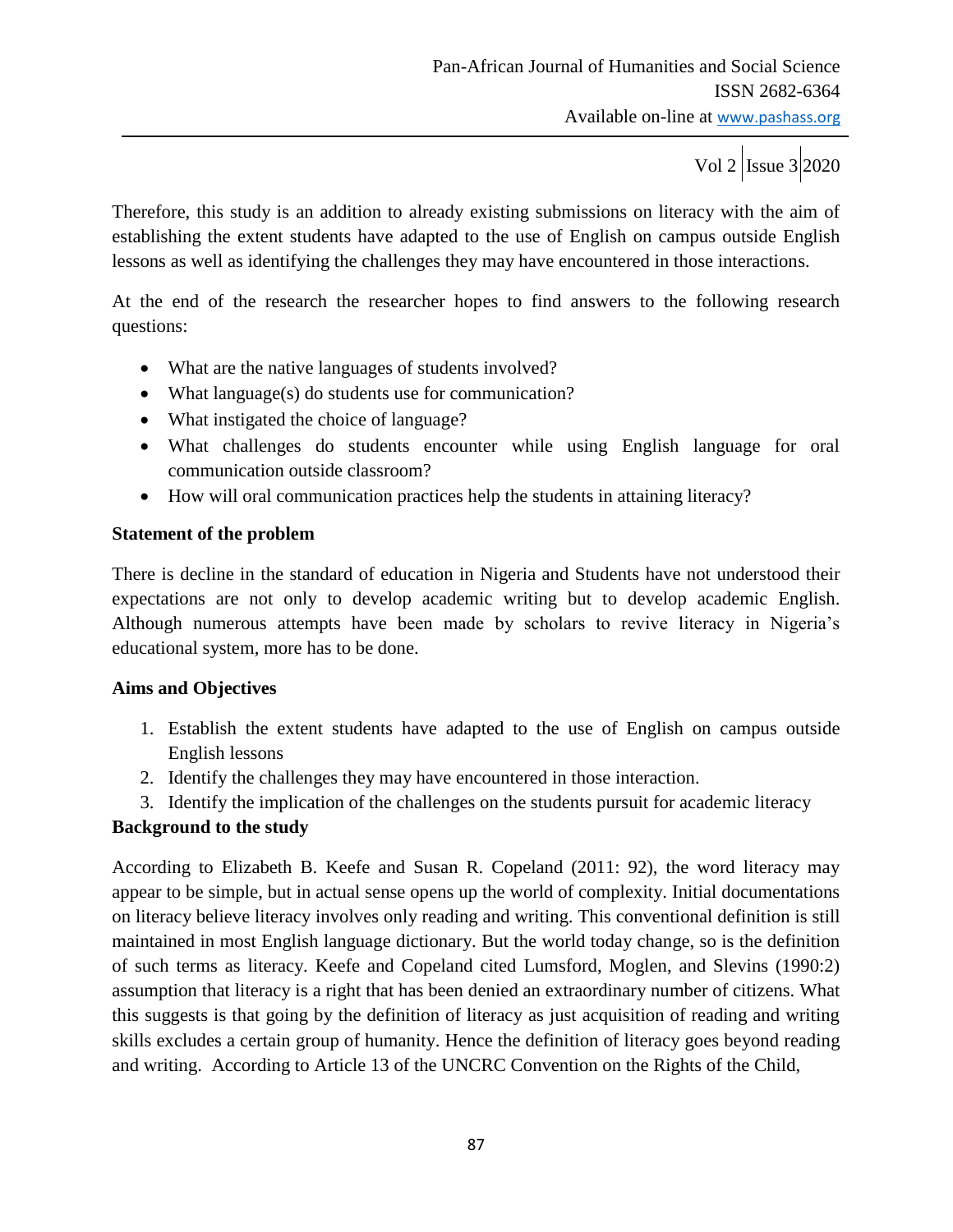Therefore, this study is an addition to already existing submissions on literacy with the aim of establishing the extent students have adapted to the use of English on campus outside English lessons as well as identifying the challenges they may have encountered in those interactions.

At the end of the research the researcher hopes to find answers to the following research questions:

- What are the native languages of students involved?
- What language(s) do students use for communication?
- What instigated the choice of language?
- What challenges do students encounter while using English language for oral communication outside classroom?
- How will oral communication practices help the students in attaining literacy?

**Statement of the problem**

There is decline in the standard of education in Nigeria and Students have not understood their expectations are not only to develop academic writing but to develop academic English. Although numerous attempts have been made by scholars to revive literacy in Nigeria's educational system, more has to be done.

**Aims and Objectives**

1. Establish the extent students have adapted to the use of English on campus outside English lessons
2. Identify the challenges they may have encountered in those interaction.
3. Identify the implication of the challenges on the students pursuit for academic literacy

**Background to the study**

According to Elizabeth B. Keefe and Susan R. Copeland (2011: 92), the word literacy may appear to be simple, but in actual sense opens up the world of complexity. Initial documentations on literacy believe literacy involves only reading and writing. This conventional definition is still maintained in most English language dictionary. But the world today change, so is the definition of such terms as literacy. Keefe and Copeland cited Lumsford, Moglen, and Slevins (1990:2) assumption that literacy is a right that has been denied an extraordinary number of citizens. What this suggests is that going by the definition of literacy as just acquisition of reading and writing skills excludes a certain group of humanity. Hence the definition of literacy goes beyond reading and writing. According to Article 13 of the UNCRC Convention on the Rights of the Child,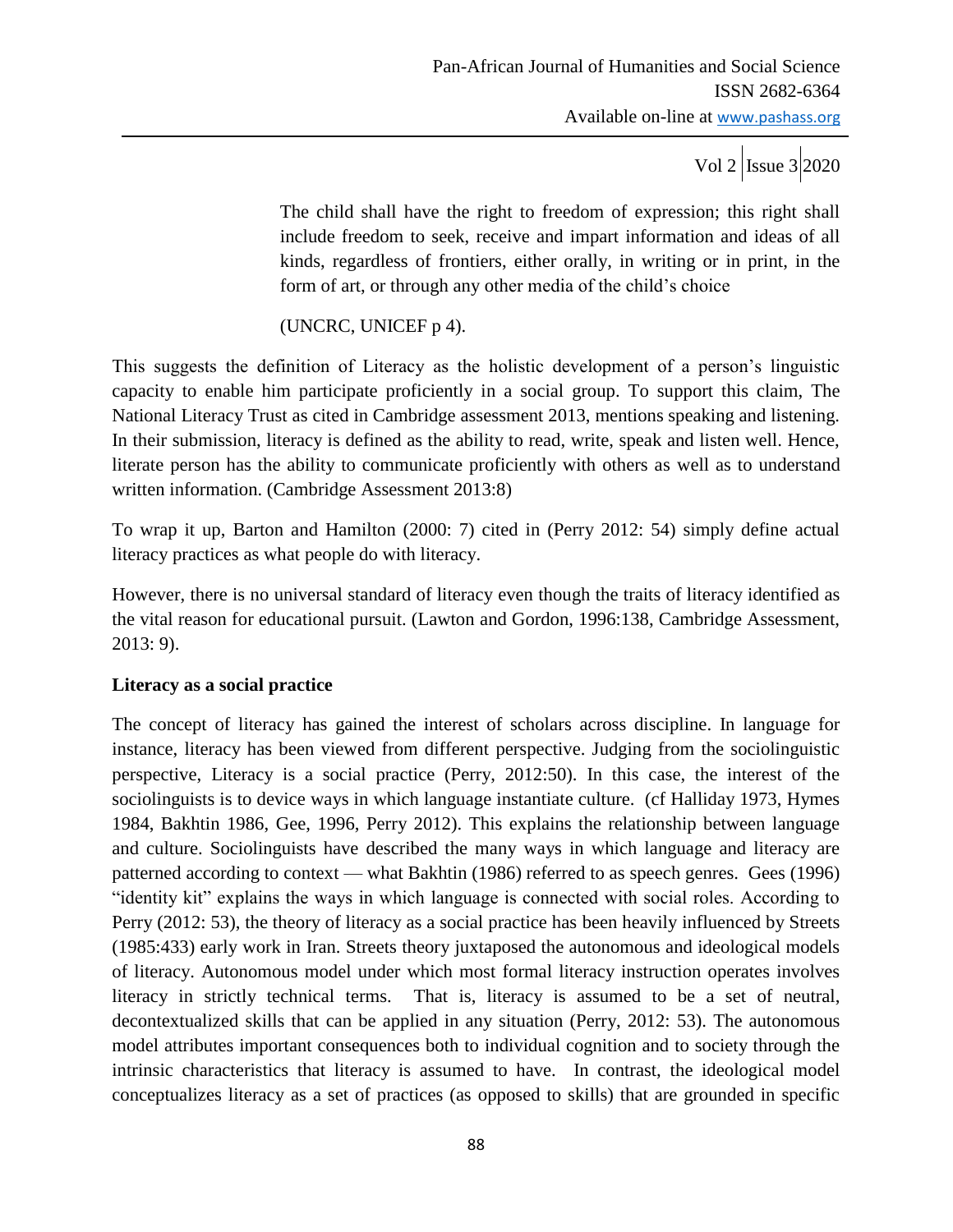> The child shall have the right to freedom of expression; this right shall include freedom to seek, receive and impart information and ideas of all kinds, regardless of frontiers, either orally, in writing or in print, in the form of art, or through any other media of the child's choice
>
> (UNCRC, UNICEF p 4).

This suggests the definition of Literacy as the holistic development of a person's linguistic capacity to enable him participate proficiently in a social group. To support this claim, The National Literacy Trust as cited in Cambridge assessment 2013, mentions speaking and listening. In their submission, literacy is defined as the ability to read, write, speak and listen well. Hence, literate person has the ability to communicate proficiently with others as well as to understand written information. (Cambridge Assessment 2013:8)

To wrap it up, Barton and Hamilton (2000: 7) cited in (Perry 2012: 54) simply define actual literacy practices as what people do with literacy.

However, there is no universal standard of literacy even though the traits of literacy identified as the vital reason for educational pursuit. (Lawton and Gordon, 1996:138, Cambridge Assessment, 2013: 9).

**Literacy as a social practice**

The concept of literacy has gained the interest of scholars across discipline. In language for instance, literacy has been viewed from different perspective. Judging from the sociolinguistic perspective, Literacy is a social practice (Perry, 2012:50). In this case, the interest of the sociolinguists is to device ways in which language instantiate culture. (cf Halliday 1973, Hymes 1984, Bakhtin 1986, Gee, 1996, Perry 2012). This explains the relationship between language and culture. Sociolinguists have described the many ways in which language and literacy are patterned according to context — what Bakhtin (1986) referred to as speech genres. Gees (1996) "identity kit" explains the ways in which language is connected with social roles. According to Perry (2012: 53), the theory of literacy as a social practice has been heavily influenced by Streets (1985:433) early work in Iran. Streets theory juxtaposed the autonomous and ideological models of literacy. Autonomous model under which most formal literacy instruction operates involves literacy in strictly technical terms. That is, literacy is assumed to be a set of neutral, decontextualized skills that can be applied in any situation (Perry, 2012: 53). The autonomous model attributes important consequences both to individual cognition and to society through the intrinsic characteristics that literacy is assumed to have. In contrast, the ideological model conceptualizes literacy as a set of practices (as opposed to skills) that are grounded in specific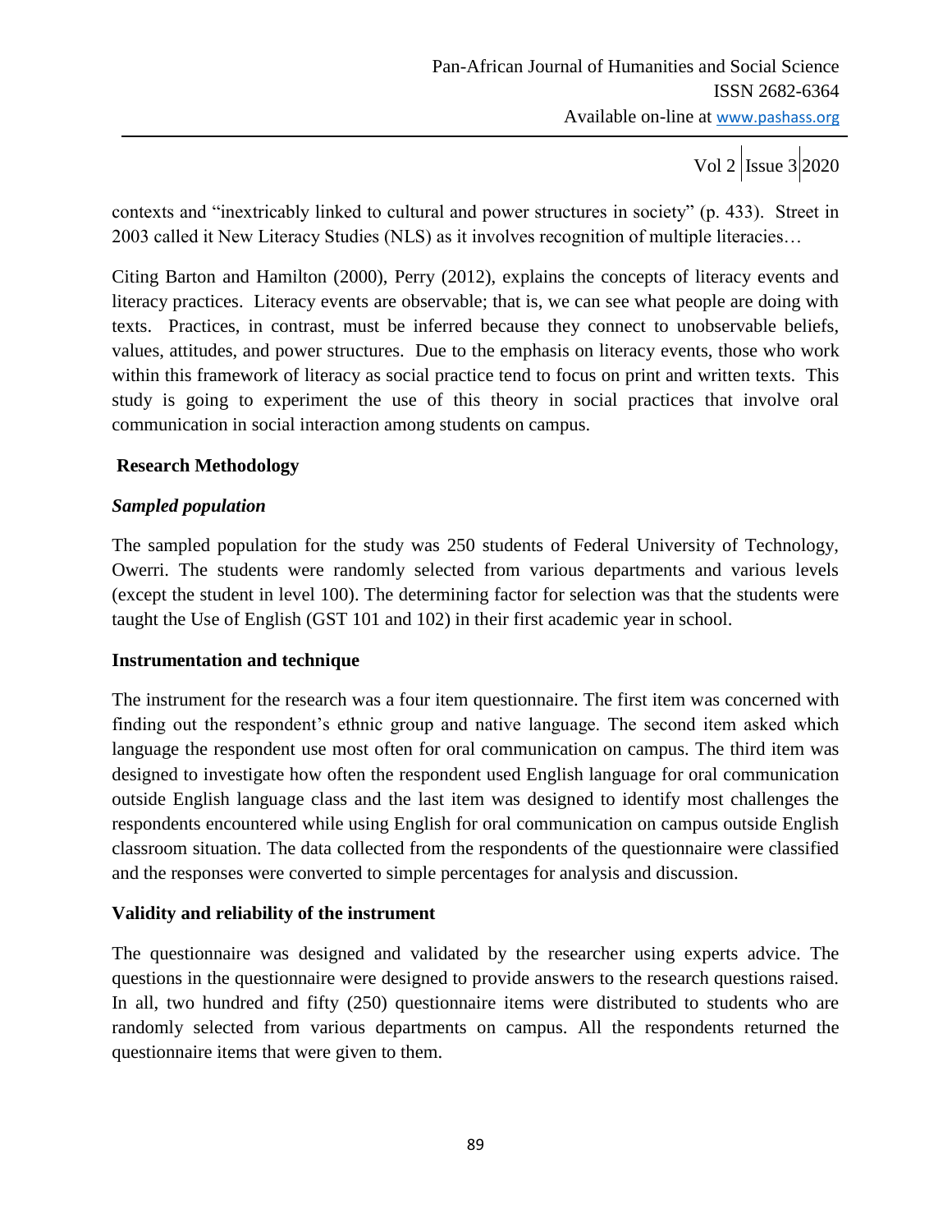contexts and “inextricably linked to cultural and power structures in society” (p. 433). Street in 2003 called it New Literacy Studies (NLS) as it involves recognition of multiple literacies…

Citing Barton and Hamilton (2000), Perry (2012), explains the concepts of literacy events and literacy practices. Literacy events are observable; that is, we can see what people are doing with texts. Practices, in contrast, must be inferred because they connect to unobservable beliefs, values, attitudes, and power structures. Due to the emphasis on literacy events, those who work within this framework of literacy as social practice tend to focus on print and written texts. This study is going to experiment the use of this theory in social practices that involve oral communication in social interaction among students on campus.

## Research Methodology

### *Sampled population*

The sampled population for the study was 250 students of Federal University of Technology, Owerri. The students were randomly selected from various departments and various levels (except the student in level 100). The determining factor for selection was that the students were taught the Use of English (GST 101 and 102) in their first academic year in school.

### Instrumentation and technique

The instrument for the research was a four item questionnaire. The first item was concerned with finding out the respondent’s ethnic group and native language. The second item asked which language the respondent use most often for oral communication on campus. The third item was designed to investigate how often the respondent used English language for oral communication outside English language class and the last item was designed to identify most challenges the respondents encountered while using English for oral communication on campus outside English classroom situation. The data collected from the respondents of the questionnaire were classified and the responses were converted to simple percentages for analysis and discussion.

### Validity and reliability of the instrument

The questionnaire was designed and validated by the researcher using experts advice. The questions in the questionnaire were designed to provide answers to the research questions raised. In all, two hundred and fifty (250) questionnaire items were distributed to students who are randomly selected from various departments on campus. All the respondents returned the questionnaire items that were given to them.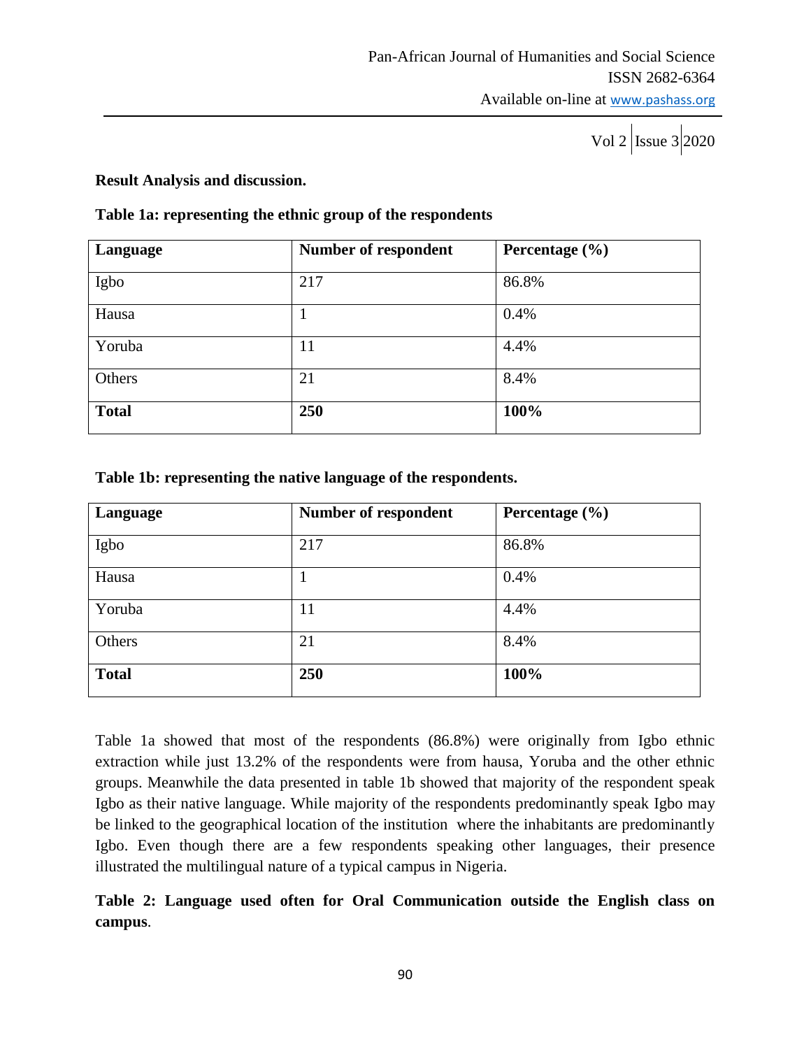**Result Analysis and discussion.**

**Table 1a: representing the ethnic group of the respondents**

| Language | Number of respondent | Percentage (%) |
|---|---|---|
| Igbo | 217 | 86.8% |
| Hausa | 1 | 0.4% |
| Yoruba | 11 | 4.4% |
| Others | 21 | 8.4% |
| **Total** | **250** | **100%** |

**Table 1b: representing the native language of the respondents.**

| Language | Number of respondent | Percentage (%) |
|---|---|---|
| Igbo | 217 | 86.8% |
| Hausa | 1 | 0.4% |
| Yoruba | 11 | 4.4% |
| Others | 21 | 8.4% |
| **Total** | **250** | **100%** |

Table 1a showed that most of the respondents (86.8%) were originally from Igbo ethnic extraction while just 13.2% of the respondents were from hausa, Yoruba and the other ethnic groups. Meanwhile the data presented in table 1b showed that majority of the respondent speak Igbo as their native language. While majority of the respondents predominantly speak Igbo may be linked to the geographical location of the institution where the inhabitants are predominantly Igbo. Even though there are a few respondents speaking other languages, their presence illustrated the multilingual nature of a typical campus in Nigeria.

**Table 2: Language used often for Oral Communication outside the English class on campus**.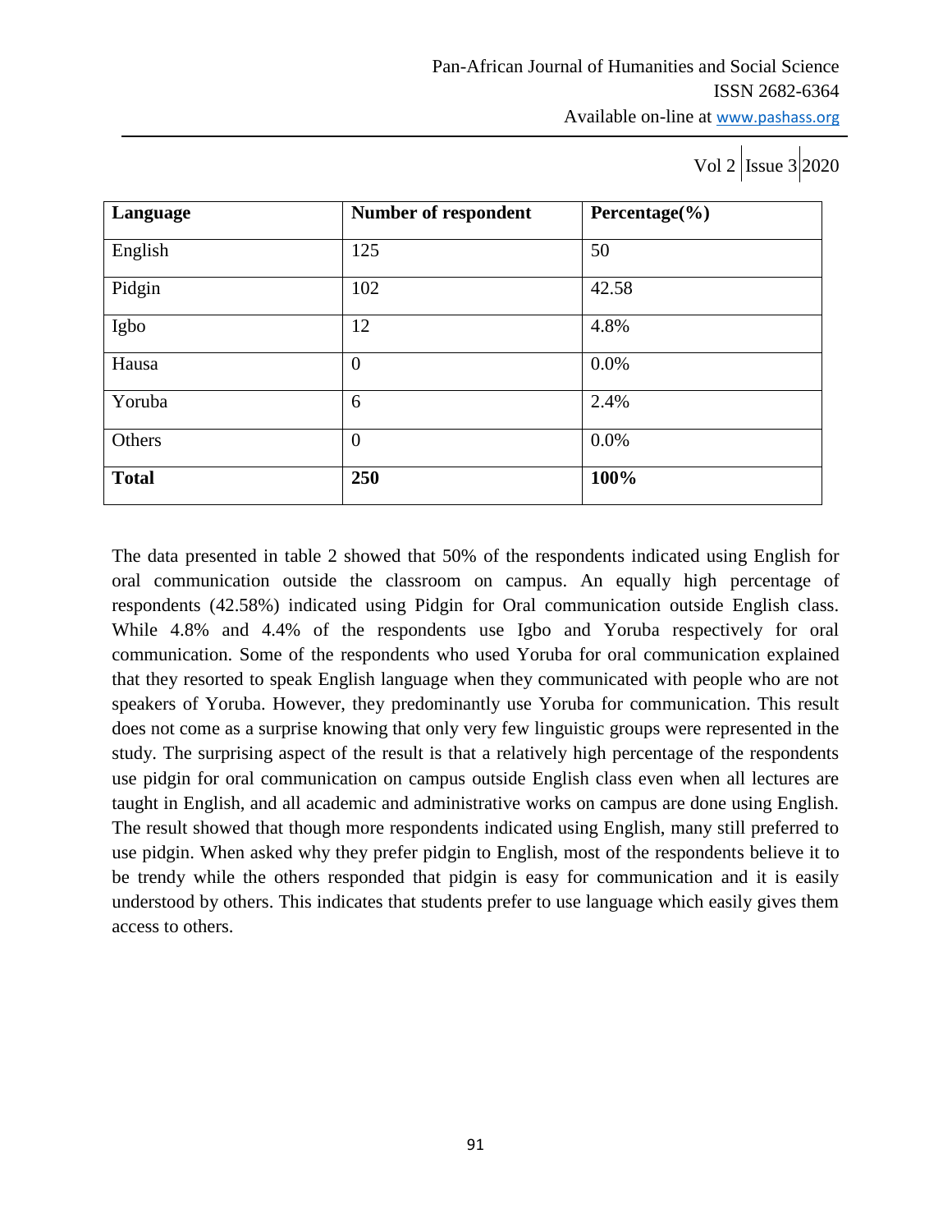| **Language** | **Number of respondent** | **Percentage(%)** |
|---|---|---|
| English | 125 | 50 |
| Pidgin | 102 | 42.58 |
| Igbo | 12 | 4.8% |
| Hausa | 0 | 0.0% |
| Yoruba | 6 | 2.4% |
| Others | 0 | 0.0% |
| **Total** | **250** | **100%** |

The data presented in table 2 showed that 50% of the respondents indicated using English for oral communication outside the classroom on campus. An equally high percentage of respondents (42.58%) indicated using Pidgin for Oral communication outside English class. While 4.8% and 4.4% of the respondents use Igbo and Yoruba respectively for oral communication. Some of the respondents who used Yoruba for oral communication explained that they resorted to speak English language when they communicated with people who are not speakers of Yoruba. However, they predominantly use Yoruba for communication. This result does not come as a surprise knowing that only very few linguistic groups were represented in the study. The surprising aspect of the result is that a relatively high percentage of the respondents use pidgin for oral communication on campus outside English class even when all lectures are taught in English, and all academic and administrative works on campus are done using English. The result showed that though more respondents indicated using English, many still preferred to use pidgin. When asked why they prefer pidgin to English, most of the respondents believe it to be trendy while the others responded that pidgin is easy for communication and it is easily understood by others. This indicates that students prefer to use language which easily gives them access to others.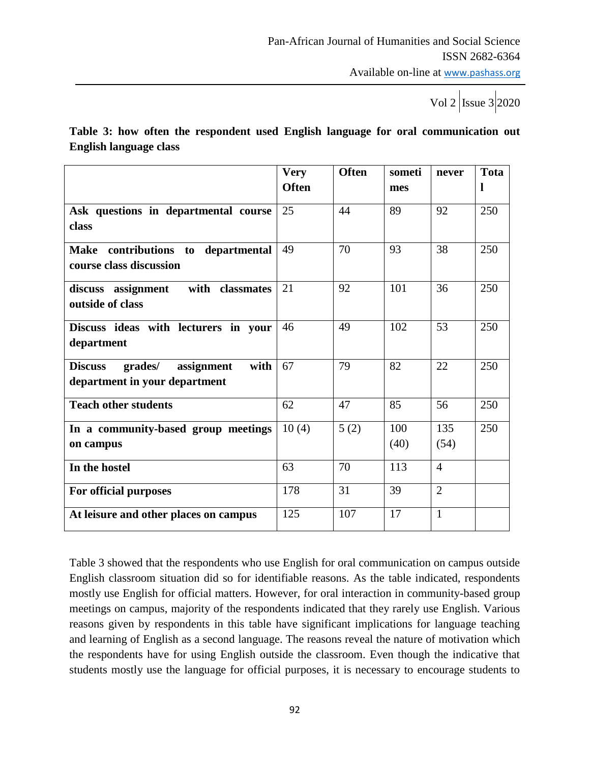**Table 3: how often the respondent used English language for oral communication out English language class**

| | Very Often | Often | sometimes | never | Total |
|---|---|---|---|---|---|
| **Ask questions in departmental course class** | 25 | 44 | 89 | 92 | 250 |
| **Make contributions to departmental course class discussion** | 49 | 70 | 93 | 38 | 250 |
| **discuss assignment with classmates outside of class** | 21 | 92 | 101 | 36 | 250 |
| **Discuss ideas with lecturers in your department** | 46 | 49 | 102 | 53 | 250 |
| **Discuss grades/ assignment with department in your department** | 67 | 79 | 82 | 22 | 250 |
| **Teach other students** | 62 | 47 | 85 | 56 | 250 |
| **In a community-based group meetings on campus** | 10 (4) | 5 (2) | 100 (40) | 135 (54) | 250 |
| **In the hostel** | 63 | 70 | 113 | 4 | |
| **For official purposes** | 178 | 31 | 39 | 2 | |
| **At leisure and other places on campus** | 125 | 107 | 17 | 1 | |

Table 3 showed that the respondents who use English for oral communication on campus outside English classroom situation did so for identifiable reasons. As the table indicated, respondents mostly use English for official matters. However, for oral interaction in community-based group meetings on campus, majority of the respondents indicated that they rarely use English. Various reasons given by respondents in this table have significant implications for language teaching and learning of English as a second language. The reasons reveal the nature of motivation which the respondents have for using English outside the classroom. Even though the indicative that students mostly use the language for official purposes, it is necessary to encourage students to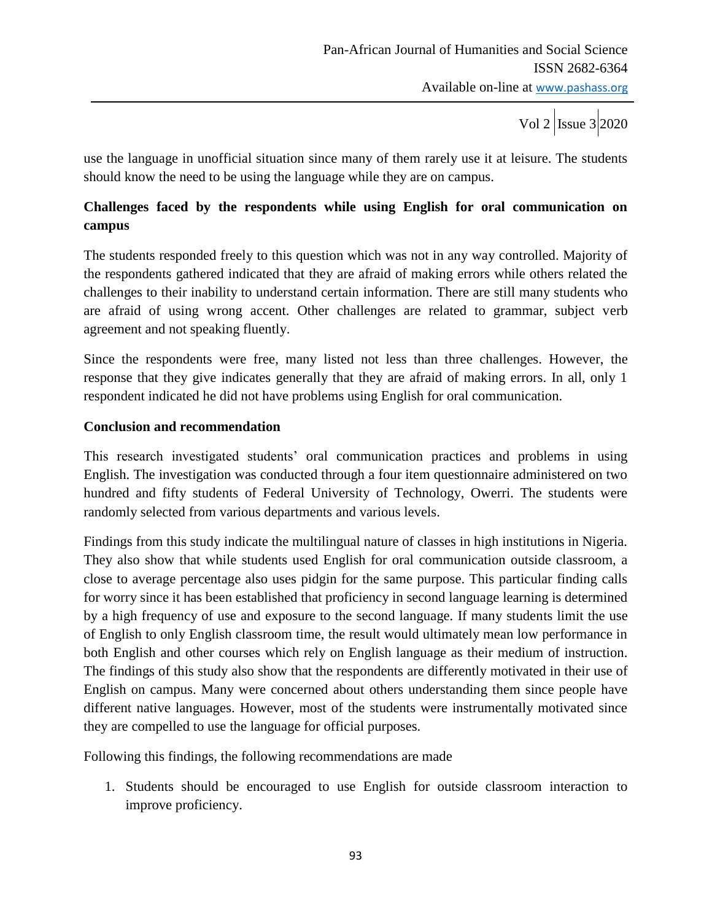use the language in unofficial situation since many of them rarely use it at leisure. The students should know the need to be using the language while they are on campus.

**Challenges faced by the respondents while using English for oral communication on campus**

The students responded freely to this question which was not in any way controlled. Majority of the respondents gathered indicated that they are afraid of making errors while others related the challenges to their inability to understand certain information. There are still many students who are afraid of using wrong accent. Other challenges are related to grammar, subject verb agreement and not speaking fluently.

Since the respondents were free, many listed not less than three challenges. However, the response that they give indicates generally that they are afraid of making errors. In all, only 1 respondent indicated he did not have problems using English for oral communication.

**Conclusion and recommendation**

This research investigated students' oral communication practices and problems in using English. The investigation was conducted through a four item questionnaire administered on two hundred and fifty students of Federal University of Technology, Owerri. The students were randomly selected from various departments and various levels.

Findings from this study indicate the multilingual nature of classes in high institutions in Nigeria. They also show that while students used English for oral communication outside classroom, a close to average percentage also uses pidgin for the same purpose. This particular finding calls for worry since it has been established that proficiency in second language learning is determined by a high frequency of use and exposure to the second language. If many students limit the use of English to only English classroom time, the result would ultimately mean low performance in both English and other courses which rely on English language as their medium of instruction. The findings of this study also show that the respondents are differently motivated in their use of English on campus. Many were concerned about others understanding them since people have different native languages. However, most of the students were instrumentally motivated since they are compelled to use the language for official purposes.

Following this findings, the following recommendations are made

1. Students should be encouraged to use English for outside classroom interaction to improve proficiency.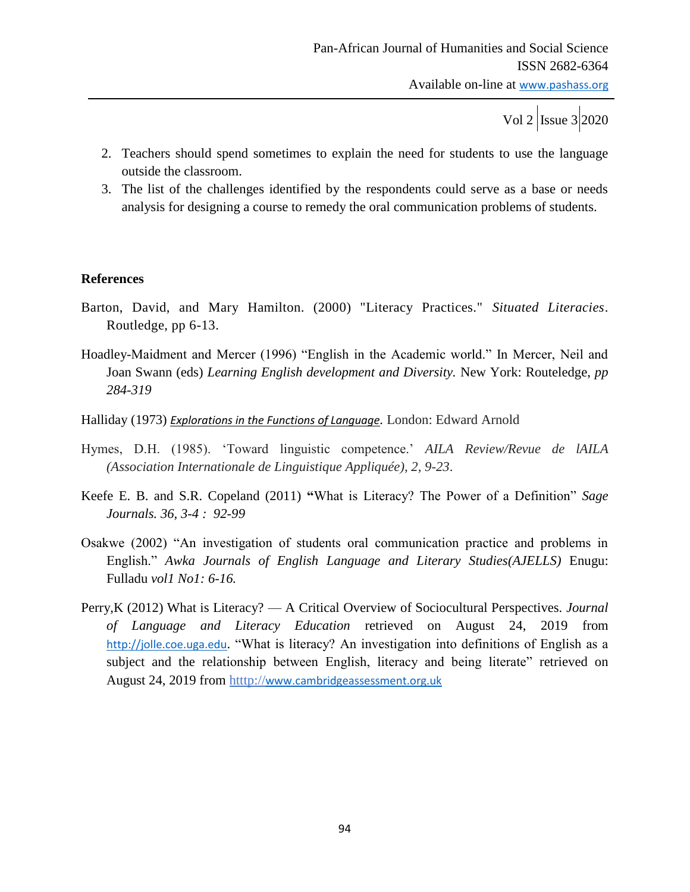2. Teachers should spend sometimes to explain the need for students to use the language outside the classroom.
3. The list of the challenges identified by the respondents could serve as a base or needs analysis for designing a course to remedy the oral communication problems of students.

**References**

Barton, David, and Mary Hamilton. (2000) "Literacy Practices." *Situated Literacies*. Routledge, pp 6-13.

Hoadley-Maidment and Mercer (1996) "English in the Academic world." In Mercer, Neil and Joan Swann (eds) *Learning English development and Diversity*. New York: Routeledge, *pp 284-319*

Halliday (1973) *Explorations in the Functions of Language*. London: Edward Arnold

Hymes, D.H. (1985). 'Toward linguistic competence.' *AILA Review/Revue de lAILA (Association Internationale de Linguistique Appliquée), 2, 9-23*.

Keefe E. B. and S.R. Copeland (2011) **"**What is Literacy? The Power of a Definition" *Sage Journals. 36, 3-4 : 92-99*

Osakwe (2002) "An investigation of students oral communication practice and problems in English." *Awka Journals of English Language and Literary Studies(AJELLS)* Enugu: Fulladu *vol1 No1: 6-16.*

Perry,K (2012) What is Literacy? — A Critical Overview of Sociocultural Perspectives. *Journal of Language and Literacy Education* retrieved on August 24, 2019 from http://jolle.coe.uga.edu. "What is literacy? An investigation into definitions of English as a subject and the relationship between English, literacy and being literate" retrieved on August 24, 2019 from htttp://www.cambridgeassessment.org.uk